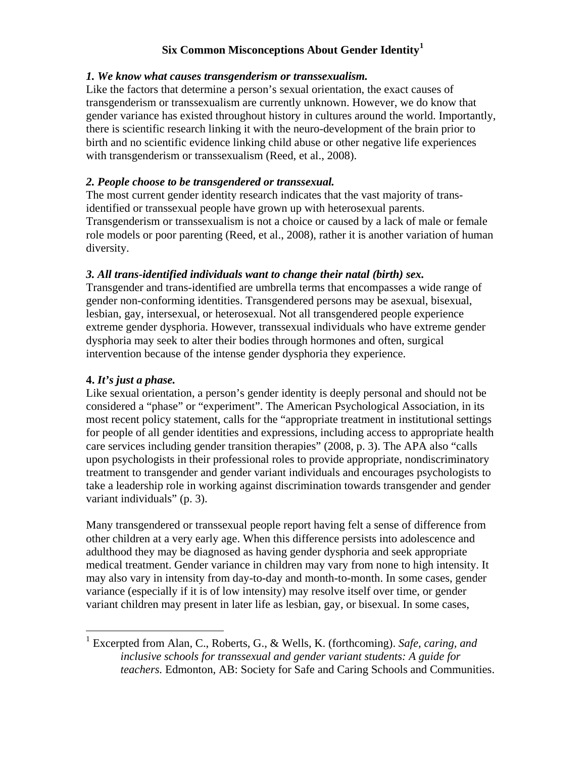# Six Common Misconceptions About Gender Identity[1]

***1. We know what causes transgenderism or transsexualism.***

Like the factors that determine a person's sexual orientation, the exact causes of transgenderism or transsexualism are currently unknown. However, we do know that gender variance has existed throughout history in cultures around the world. Importantly, there is scientific research linking it with the neuro-development of the brain prior to birth and no scientific evidence linking child abuse or other negative life experiences with transgenderism or transsexualism (Reed, et al., 2008).

***2. People choose to be transgendered or transsexual.***

The most current gender identity research indicates that the vast majority of trans-identified or transsexual people have grown up with heterosexual parents. Transgenderism or transsexualism is not a choice or caused by a lack of male or female role models or poor parenting (Reed, et al., 2008), rather it is another variation of human diversity.

***3. All trans-identified individuals want to change their natal (birth) sex.***

Transgender and trans-identified are umbrella terms that encompasses a wide range of gender non-conforming identities. Transgendered persons may be asexual, bisexual, lesbian, gay, intersexual, or heterosexual. Not all transgendered people experience extreme gender dysphoria. However, transsexual individuals who have extreme gender dysphoria may seek to alter their bodies through hormones and often, surgical intervention because of the intense gender dysphoria they experience.

**4.** ***It's just a phase.***

Like sexual orientation, a person's gender identity is deeply personal and should not be considered a "phase" or "experiment". The American Psychological Association, in its most recent policy statement, calls for the "appropriate treatment in institutional settings for people of all gender identities and expressions, including access to appropriate health care services including gender transition therapies" (2008, p. 3). The APA also "calls upon psychologists in their professional roles to provide appropriate, nondiscriminatory treatment to transgender and gender variant individuals and encourages psychologists to take a leadership role in working against discrimination towards transgender and gender variant individuals" (p. 3).

Many transgendered or transsexual people report having felt a sense of difference from other children at a very early age. When this difference persists into adolescence and adulthood they may be diagnosed as having gender dysphoria and seek appropriate medical treatment. Gender variance in children may vary from none to high intensity. It may also vary in intensity from day-to-day and month-to-month. In some cases, gender variance (especially if it is of low intensity) may resolve itself over time, or gender variant children may present in later life as lesbian, gay, or bisexual. In some cases,

---

[1] Excerpted from Alan, C., Roberts, G., & Wells, K. (forthcoming). *Safe, caring, and inclusive schools for transsexual and gender variant students: A guide for teachers.* Edmonton, AB: Society for Safe and Caring Schools and Communities.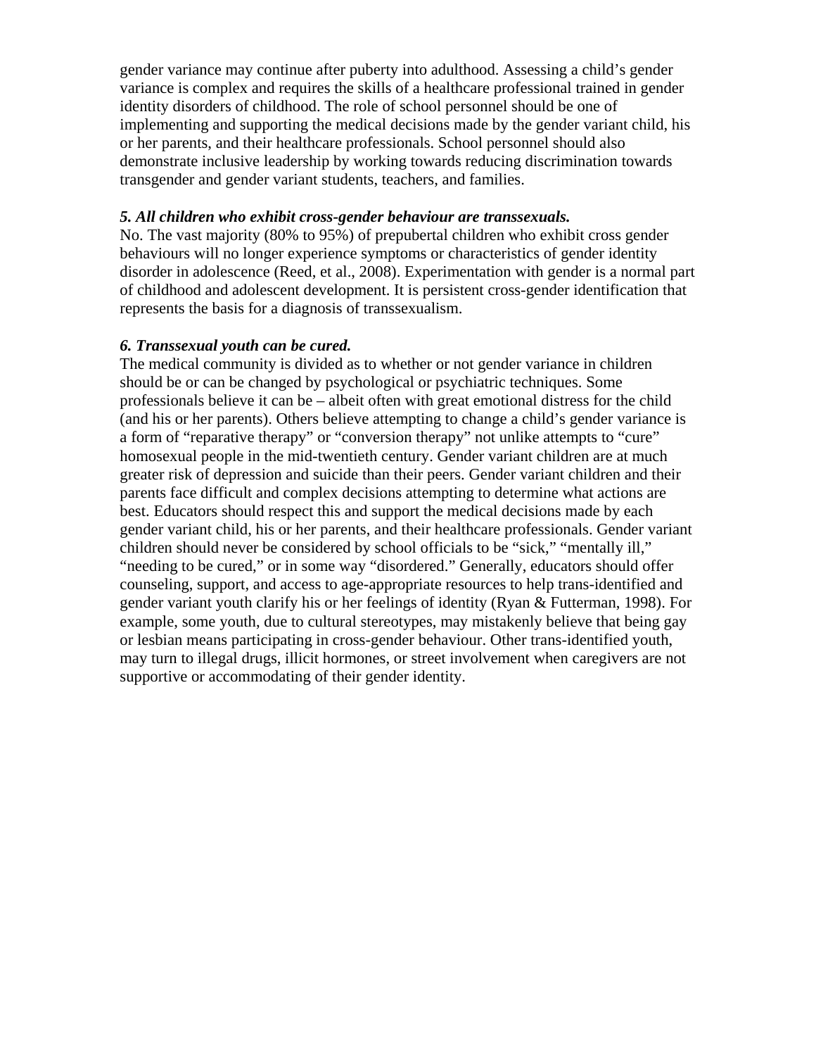gender variance may continue after puberty into adulthood. Assessing a child's gender variance is complex and requires the skills of a healthcare professional trained in gender identity disorders of childhood. The role of school personnel should be one of implementing and supporting the medical decisions made by the gender variant child, his or her parents, and their healthcare professionals. School personnel should also demonstrate inclusive leadership by working towards reducing discrimination towards transgender and gender variant students, teachers, and families.

***5. All children who exhibit cross-gender behaviour are transsexuals.***
No. The vast majority (80% to 95%) of prepubertal children who exhibit cross gender behaviours will no longer experience symptoms or characteristics of gender identity disorder in adolescence (Reed, et al., 2008). Experimentation with gender is a normal part of childhood and adolescent development. It is persistent cross-gender identification that represents the basis for a diagnosis of transsexualism.

***6. Transsexual youth can be cured.***
The medical community is divided as to whether or not gender variance in children should be or can be changed by psychological or psychiatric techniques. Some professionals believe it can be – albeit often with great emotional distress for the child (and his or her parents). Others believe attempting to change a child's gender variance is a form of "reparative therapy" or "conversion therapy" not unlike attempts to "cure" homosexual people in the mid-twentieth century. Gender variant children are at much greater risk of depression and suicide than their peers. Gender variant children and their parents face difficult and complex decisions attempting to determine what actions are best. Educators should respect this and support the medical decisions made by each gender variant child, his or her parents, and their healthcare professionals. Gender variant children should never be considered by school officials to be "sick," "mentally ill," "needing to be cured," or in some way "disordered." Generally, educators should offer counseling, support, and access to age-appropriate resources to help trans-identified and gender variant youth clarify his or her feelings of identity (Ryan & Futterman, 1998). For example, some youth, due to cultural stereotypes, may mistakenly believe that being gay or lesbian means participating in cross-gender behaviour. Other trans-identified youth, may turn to illegal drugs, illicit hormones, or street involvement when caregivers are not supportive or accommodating of their gender identity.